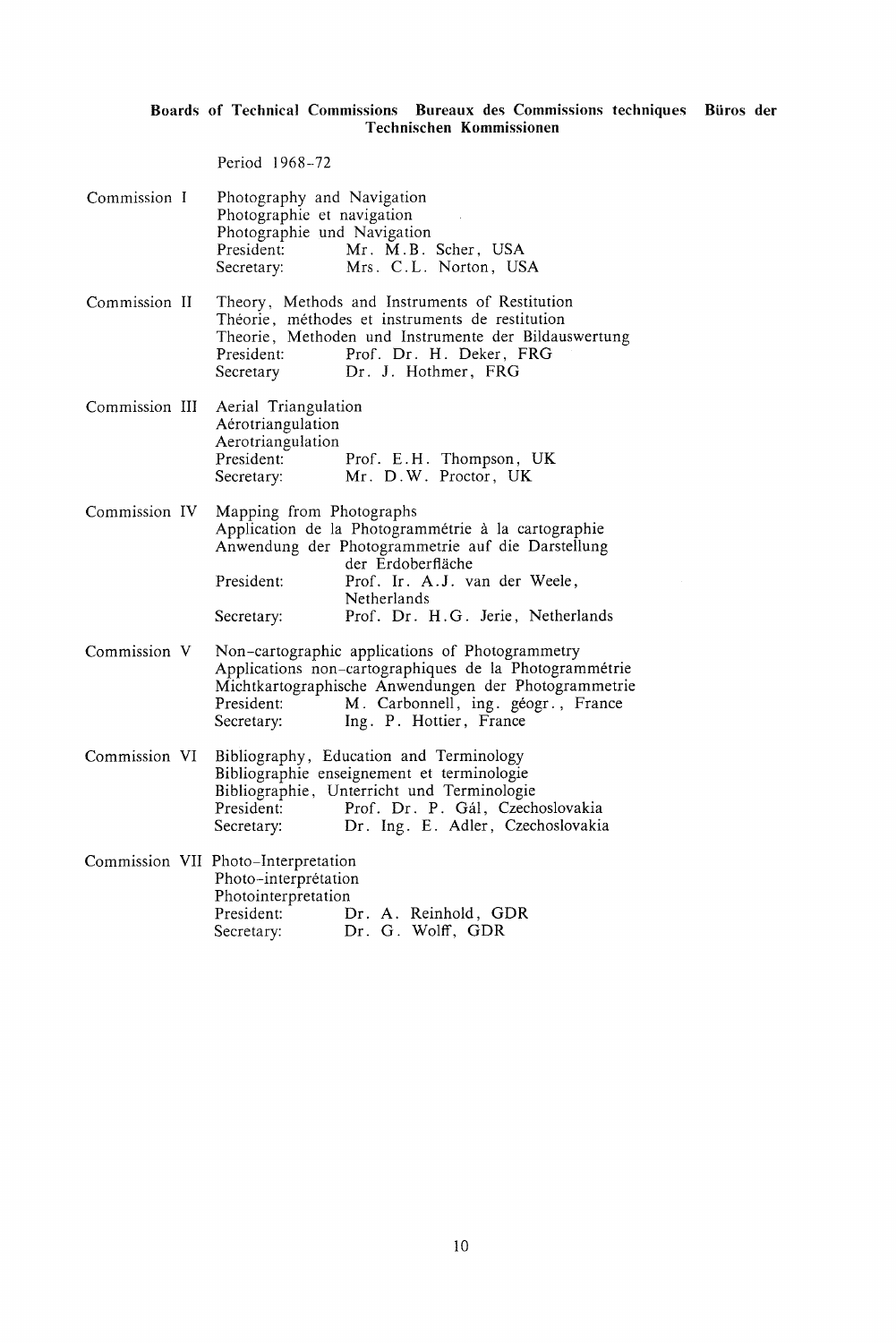## Boards of Technical Commissions Bureaux des Commissions techniques Büros der Technischen Kommissionen

Period 1968–72

**Commission I**
Photography and Navigation
Photographie et navigation
Photographie und Navigation
President: Mr. M.B. Scher, USA
Secretary: Mrs. C.L. Norton, USA

**Commission II**
Theory, Methods and Instruments of Restitution
Théorie, méthodes et instruments de restitution
Theorie, Methoden und Instrumente der Bildauswertung
President: Prof. Dr. H. Deker, FRG
Secretary Dr. J. Hothmer, FRG

**Commission III**
Aerial Triangulation
Aérotriangulation
Aerotriangulation
President: Prof. E.H. Thompson, UK
Secretary: Mr. D.W. Proctor, UK

**Commission IV**
Mapping from Photographs
Application de la Photogrammétrie à la cartographie
Anwendung der Photogrammetrie auf die Darstellung der Erdoberfläche
President: Prof. Ir. A.J. van der Weele, Netherlands
Secretary: Prof. Dr. H.G. Jerie, Netherlands

**Commission V**
Non-cartographic applications of Photogrammetry
Applications non-cartographiques de la Photogrammétrie
Michtkartographische Anwendungen der Photogrammetrie
President: M. Carbonnell, ing. géogr., France
Secretary: Ing. P. Hottier, France

**Commission VI**
Bibliography, Education and Terminology
Bibliographie enseignement et terminologie
Bibliographie, Unterricht und Terminologie
President: Prof. Dr. P. Gál, Czechoslovakia
Secretary: Dr. Ing. E. Adler, Czechoslovakia

**Commission VII**
Photo-Interpretation
Photo-interprétation
Photointerpretation
President: Dr. A. Reinhold, GDR
Secretary: Dr. G. Wolff, GDR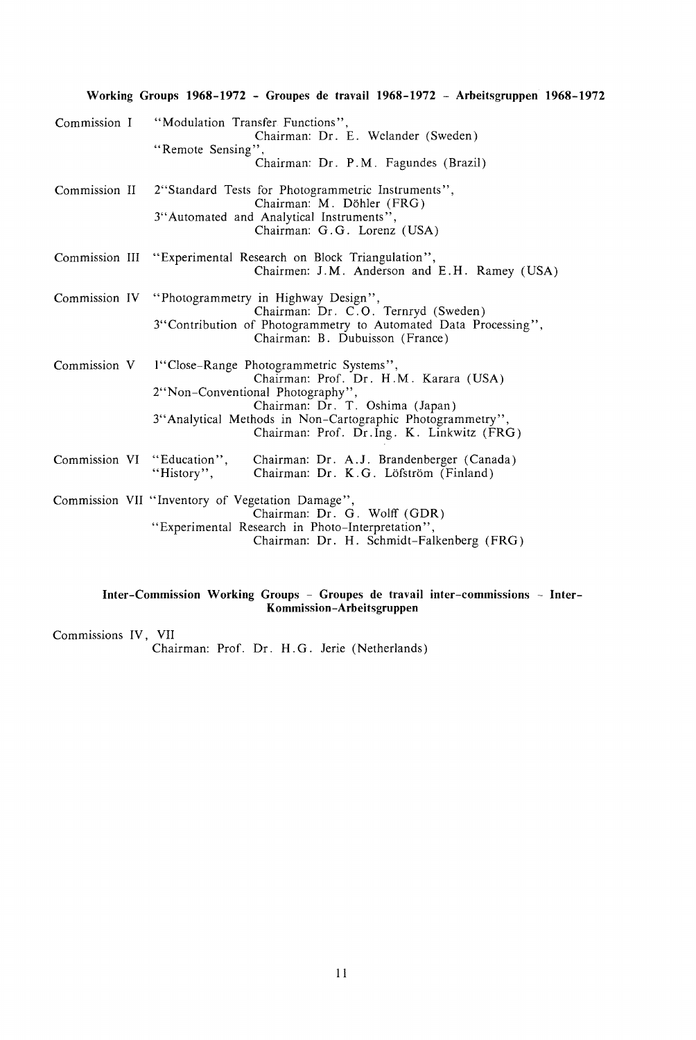**Working Groups 1968-1972 - Groupes de travail 1968-1972 - Arbeitsgruppen 1968-1972**

Commission I
"Modulation Transfer Functions",
Chairman: Dr. E. Welander (Sweden)
"Remote Sensing",
Chairman: Dr. P.M. Fagundes (Brazil)

Commission II
2"Standard Tests for Photogrammetric Instruments",
Chairman: M. Döhler (FRG)
3"Automated and Analytical Instruments",
Chairman: G.G. Lorenz (USA)

Commission III
"Experimental Research on Block Triangulation",
Chairmen: J.M. Anderson and E.H. Ramey (USA)

Commission IV
"Photogrammetry in Highway Design",
Chairman: Dr. C.O. Ternryd (Sweden)
3"Contribution of Photogrammetry to Automated Data Processing",
Chairman: B. Dubuisson (France)

Commission V
1"Close-Range Photogrammetric Systems",
Chairman: Prof. Dr. H.M. Karara (USA)
2"Non-Conventional Photography",
Chairman: Dr. T. Oshima (Japan)
3"Analytical Methods in Non-Cartographic Photogrammetry",
Chairman: Prof. Dr.Ing. K. Linkwitz (FRG)

Commission VI
"Education", Chairman: Dr. A.J. Brandenberger (Canada)
"History", Chairman: Dr. K.G. Löfström (Finland)

Commission VII
"Inventory of Vegetation Damage",
Chairman: Dr. G. Wolff (GDR)
"Experimental Research in Photo-Interpretation",
Chairman: Dr. H. Schmidt-Falkenberg (FRG)

**Inter-Commission Working Groups - Groupes de travail inter-commissions - Inter-Kommission-Arbeitsgruppen**

Commissions IV, VII
Chairman: Prof. Dr. H.G. Jerie (Netherlands)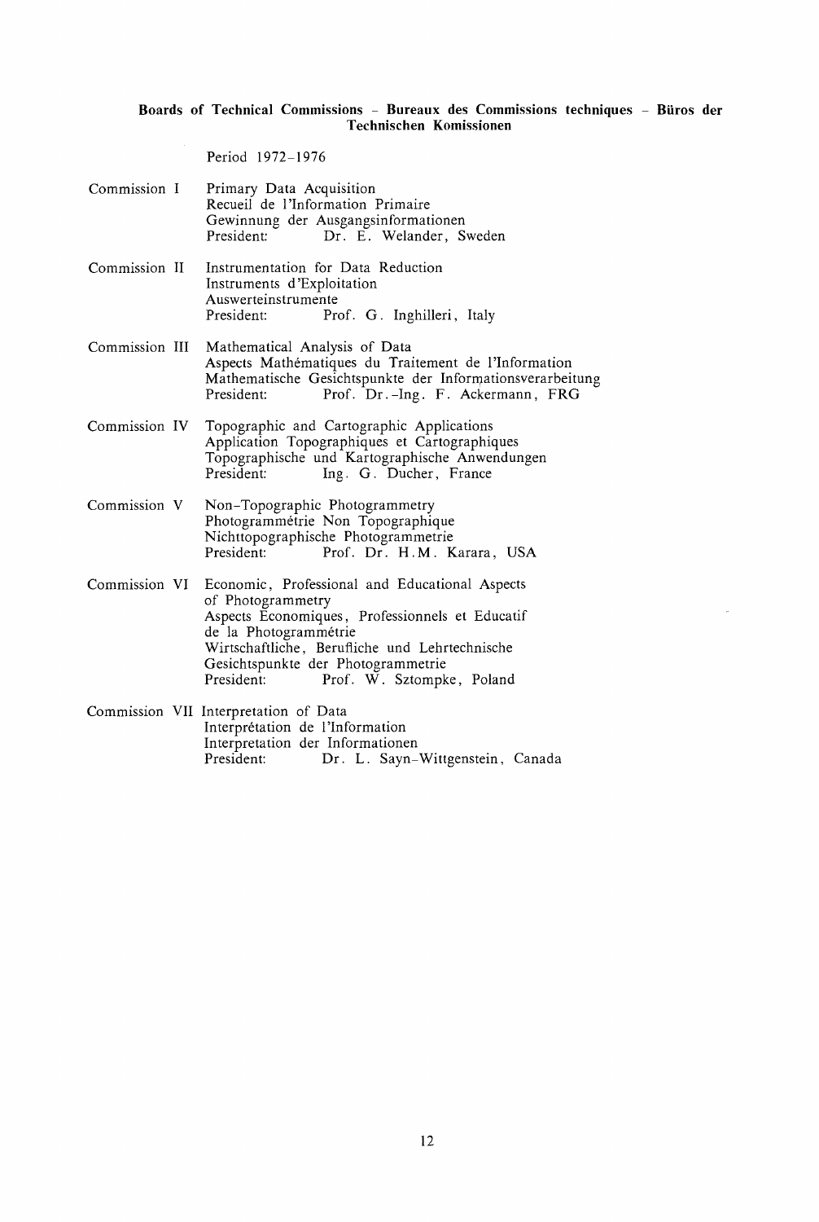**Boards of Technical Commissions – Bureaux des Commissions techniques – Büros der Technischen Komissionen**

Period 1972–1976

**Commission I**
Primary Data Acquisition
Recueil de l'Information Primaire
Gewinnung der Ausgangsinformationen
President: Dr. E. Welander, Sweden

**Commission II**
Instrumentation for Data Reduction
Instruments d'Exploitation
Auswerteinstrumente
President: Prof. G. Inghilleri, Italy

**Commission III**
Mathematical Analysis of Data
Aspects Mathématiques du Traitement de l'Information
Mathematische Gesichtspunkte der Informationsverarbeitung
President: Prof. Dr.-Ing. F. Ackermann, FRG

**Commission IV**
Topographic and Cartographic Applications
Application Topographiques et Cartographiques
Topographische und Kartographische Anwendungen
President: Ing. G. Ducher, France

**Commission V**
Non-Topographic Photogrammetry
Photogrammétrie Non Topographique
Nichttopographische Photogrammetrie
President: Prof. Dr. H.M. Karara, USA

**Commission VI**
Economic, Professional and Educational Aspects of Photogrammetry
Aspects Économiques, Professionnels et Educatif de la Photogrammétrie
Wirtschaftliche, Berufliche und Lehrtechnische Gesichtspunkte der Photogrammetrie
President: Prof. W. Sztompke, Poland

**Commission VII**
Interpretation of Data
Interprétation de l'Information
Interpretation der Informationen
President: Dr. L. Sayn-Wittgenstein, Canada